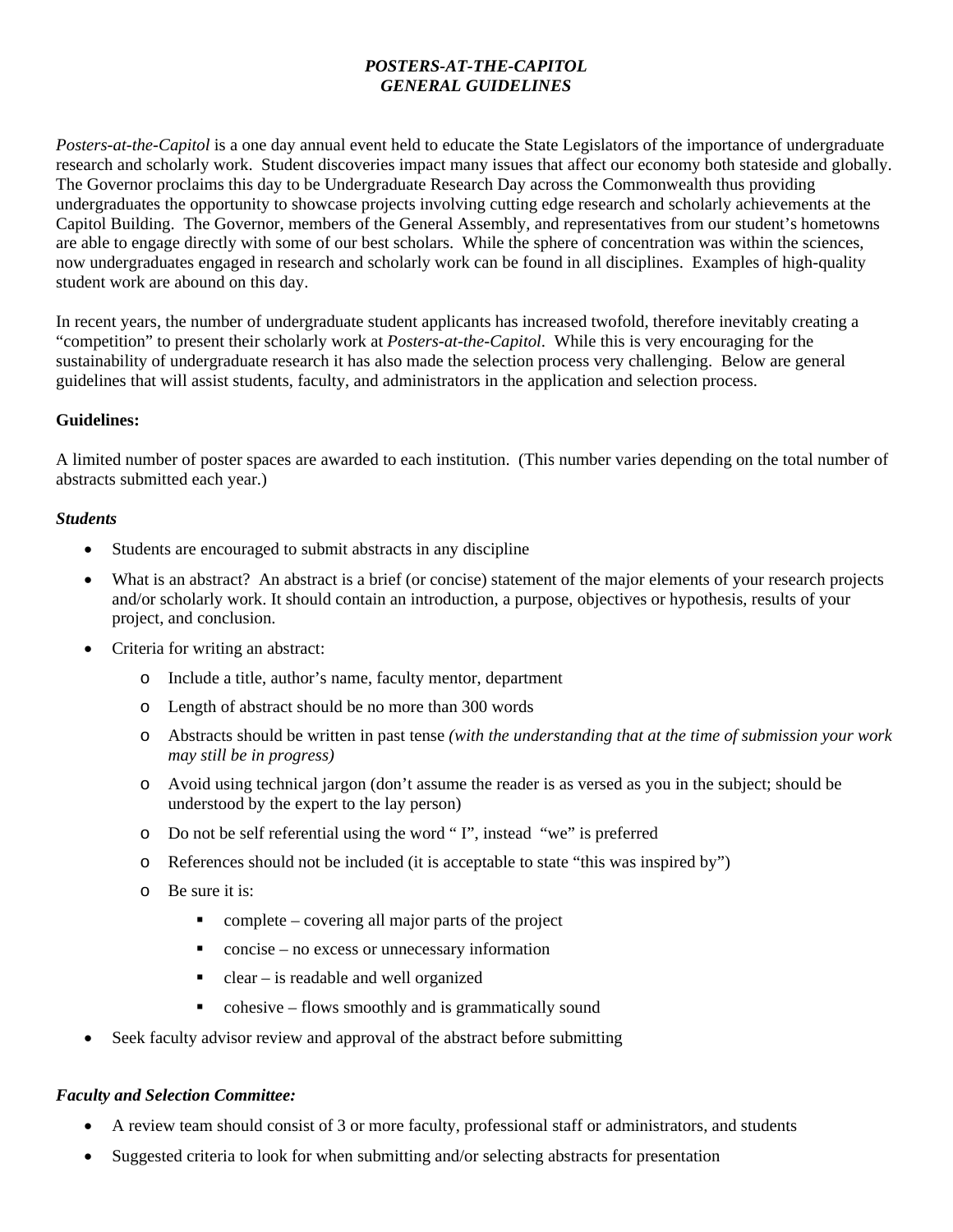# *POSTERS-AT-THE-CAPITOL*
# *GENERAL GUIDELINES*

*Posters-at-the-Capitol* is a one day annual event held to educate the State Legislators of the importance of undergraduate research and scholarly work. Student discoveries impact many issues that affect our economy both stateside and globally. The Governor proclaims this day to be Undergraduate Research Day across the Commonwealth thus providing undergraduates the opportunity to showcase projects involving cutting edge research and scholarly achievements at the Capitol Building. The Governor, members of the General Assembly, and representatives from our student's hometowns are able to engage directly with some of our best scholars. While the sphere of concentration was within the sciences, now undergraduates engaged in research and scholarly work can be found in all disciplines. Examples of high-quality student work are abound on this day.

In recent years, the number of undergraduate student applicants has increased twofold, therefore inevitably creating a "competition" to present their scholarly work at *Posters-at-the-Capitol*. While this is very encouraging for the sustainability of undergraduate research it has also made the selection process very challenging. Below are general guidelines that will assist students, faculty, and administrators in the application and selection process.

**Guidelines:**

A limited number of poster spaces are awarded to each institution. (This number varies depending on the total number of abstracts submitted each year.)

***Students***

- Students are encouraged to submit abstracts in any discipline
- What is an abstract? An abstract is a brief (or concise) statement of the major elements of your research projects and/or scholarly work. It should contain an introduction, a purpose, objectives or hypothesis, results of your project, and conclusion.
- Criteria for writing an abstract:
    - Include a title, author's name, faculty mentor, department
    - Length of abstract should be no more than 300 words
    - Abstracts should be written in past tense *(with the understanding that at the time of submission your work may still be in progress)*
    - Avoid using technical jargon (don't assume the reader is as versed as you in the subject; should be understood by the expert to the lay person)
    - Do not be self referential using the word " I", instead "we" is preferred
    - References should not be included (it is acceptable to state "this was inspired by")
    - Be sure it is:
        - complete – covering all major parts of the project
        - concise – no excess or unnecessary information
        - clear – is readable and well organized
        - cohesive – flows smoothly and is grammatically sound
- Seek faculty advisor review and approval of the abstract before submitting

***Faculty and Selection Committee:***

- A review team should consist of 3 or more faculty, professional staff or administrators, and students
- Suggested criteria to look for when submitting and/or selecting abstracts for presentation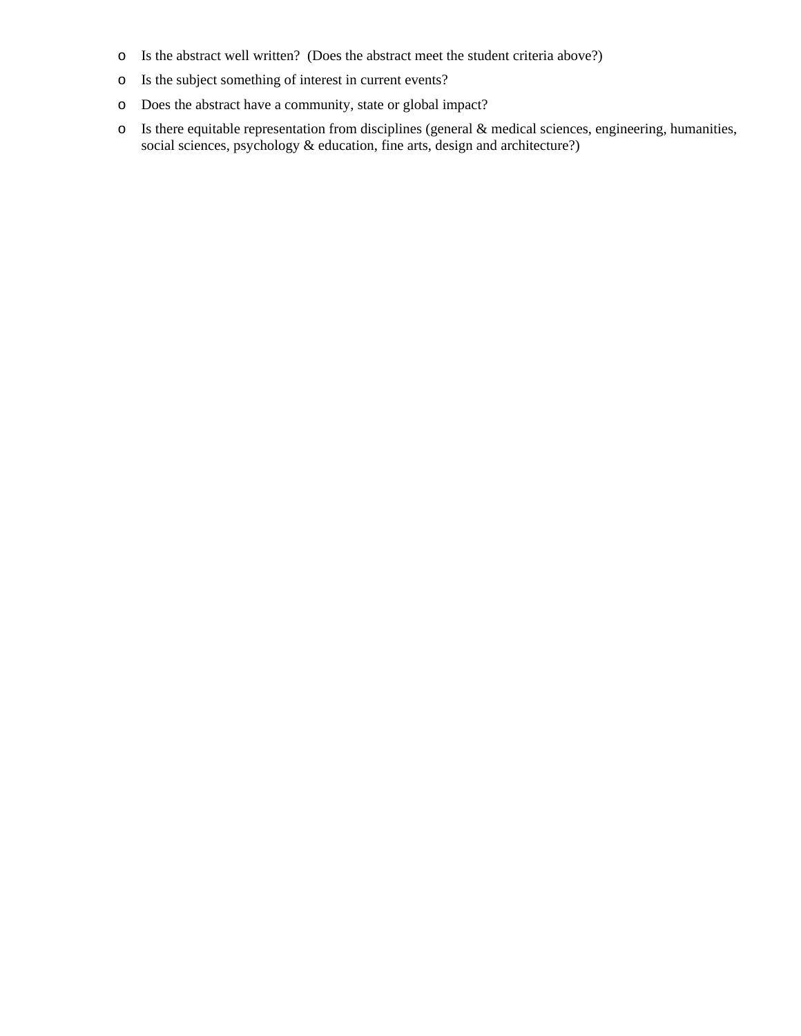- Is the abstract well written?  (Does the abstract meet the student criteria above?)
- Is the subject something of interest in current events?
- Does the abstract have a community, state or global impact?
- Is there equitable representation from disciplines (general & medical sciences, engineering, humanities, social sciences, psychology & education, fine arts, design and architecture?)